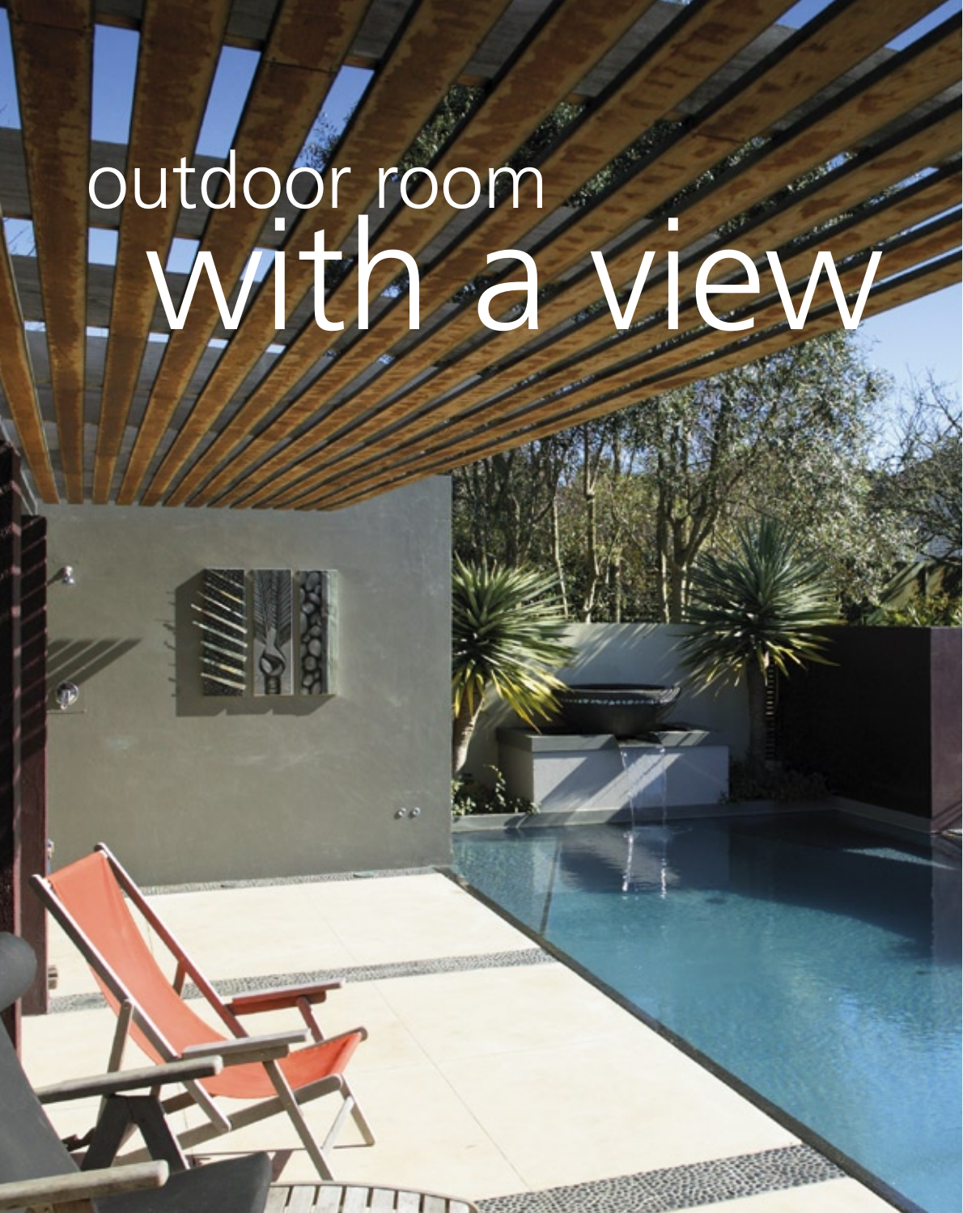# outdoor room with a view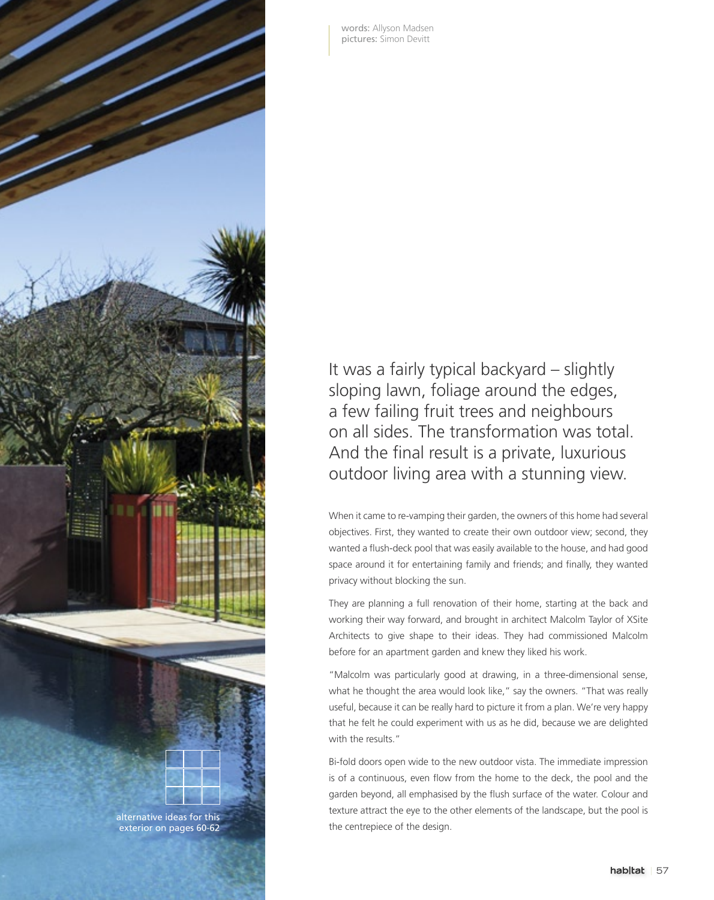**words:** Allyson Madsen
**pictures:** Simon Devitt

alternative ideas for this exterior on pages 60-62

It was a fairly typical backyard – slightly sloping lawn, foliage around the edges, a few failing fruit trees and neighbours on all sides. The transformation was total. And the final result is a private, luxurious outdoor living area with a stunning view.

When it came to re-vamping their garden, the owners of this home had several objectives. First, they wanted to create their own outdoor view; second, they wanted a flush-deck pool that was easily available to the house, and had good space around it for entertaining family and friends; and finally, they wanted privacy without blocking the sun.

They are planning a full renovation of their home, starting at the back and working their way forward, and brought in architect Malcolm Taylor of XSite Architects to give shape to their ideas. They had commissioned Malcolm before for an apartment garden and knew they liked his work.

"Malcolm was particularly good at drawing, in a three-dimensional sense, what he thought the area would look like," say the owners. "That was really useful, because it can be really hard to picture it from a plan. We're very happy that he felt he could experiment with us as he did, because we are delighted with the results."

Bi-fold doors open wide to the new outdoor vista. The immediate impression is of a continuous, even flow from the home to the deck, the pool and the garden beyond, all emphasised by the flush surface of the water. Colour and texture attract the eye to the other elements of the landscape, but the pool is the centrepiece of the design.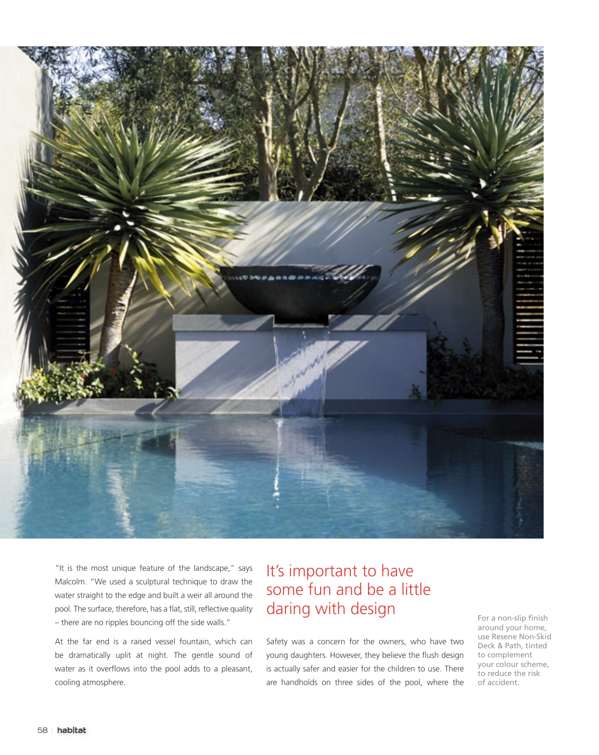"It is the most unique feature of the landscape," says Malcolm. "We used a sculptural technique to draw the water straight to the edge and built a weir all around the pool. The surface, therefore, has a flat, still, reflective quality – there are no ripples bouncing off the side walls."

At the far end is a raised vessel fountain, which can be dramatically uplit at night. The gentle sound of water as it overflows into the pool adds to a pleasant, cooling atmosphere.

## It's important to have some fun and be a little daring with design

Safety was a concern for the owners, who have two young daughters. However, they believe the flush design is actually safer and easier for the children to use. There are handholds on three sides of the pool, where the

For a non-slip finish around your home, use Resene Non-Skid Deck & Path, tinted to complement your colour scheme, to reduce the risk of accident.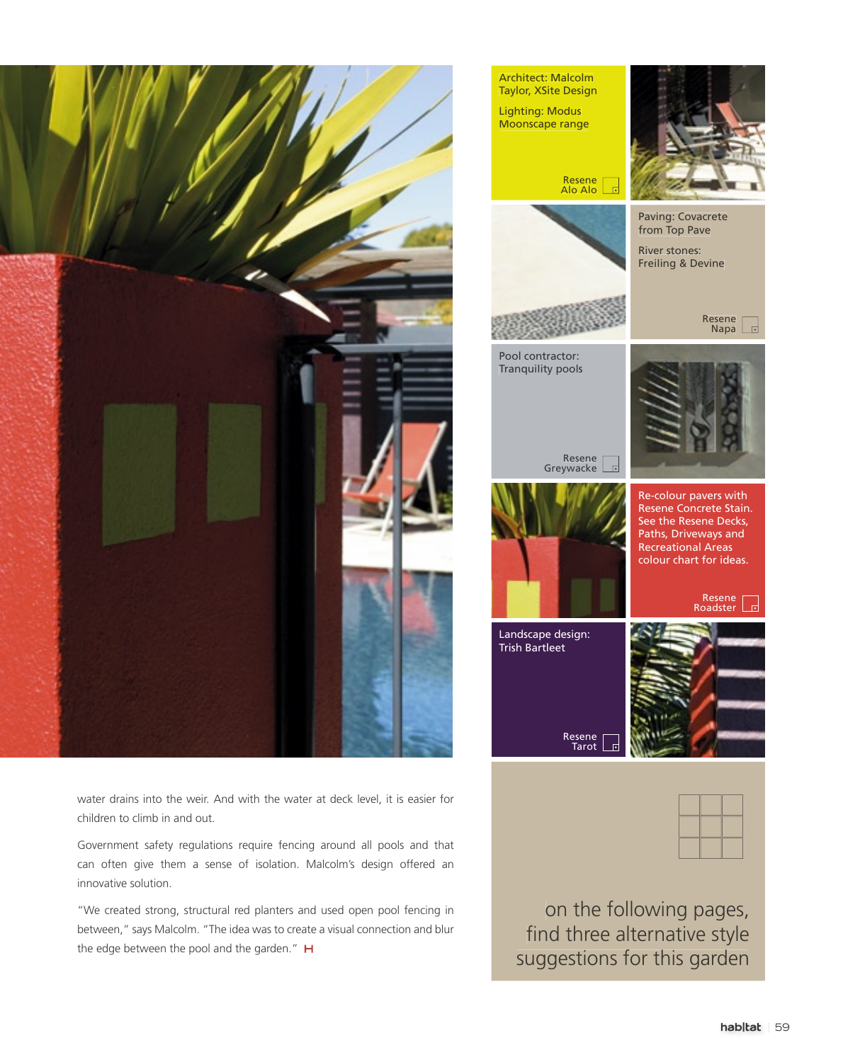water drains into the weir. And with the water at deck level, it is easier for children to climb in and out.

Government safety regulations require fencing around all pools and that can often give them a sense of isolation. Malcolm's design offered an innovative solution.

"We created strong, structural red planters and used open pool fencing in between," says Malcolm. "The idea was to create a visual connection and blur the edge between the pool and the garden."

Architect: Malcolm Taylor, XSite Design

Lighting: Modus Moonscape range

Resene Alo Alo

Paving: Covacrete from Top Pave

River stones: Freiling & Devine

Resene Napa

Pool contractor: Tranquility pools

Resene Greywacke

Re-colour pavers with Resene Concrete Stain. See the Resene Decks, Paths, Driveways and Recreational Areas colour chart for ideas.

Resene Roadster

Landscape design: Trish Bartleet

Resene Tarot

on the following pages, find three alternative style suggestions for this garden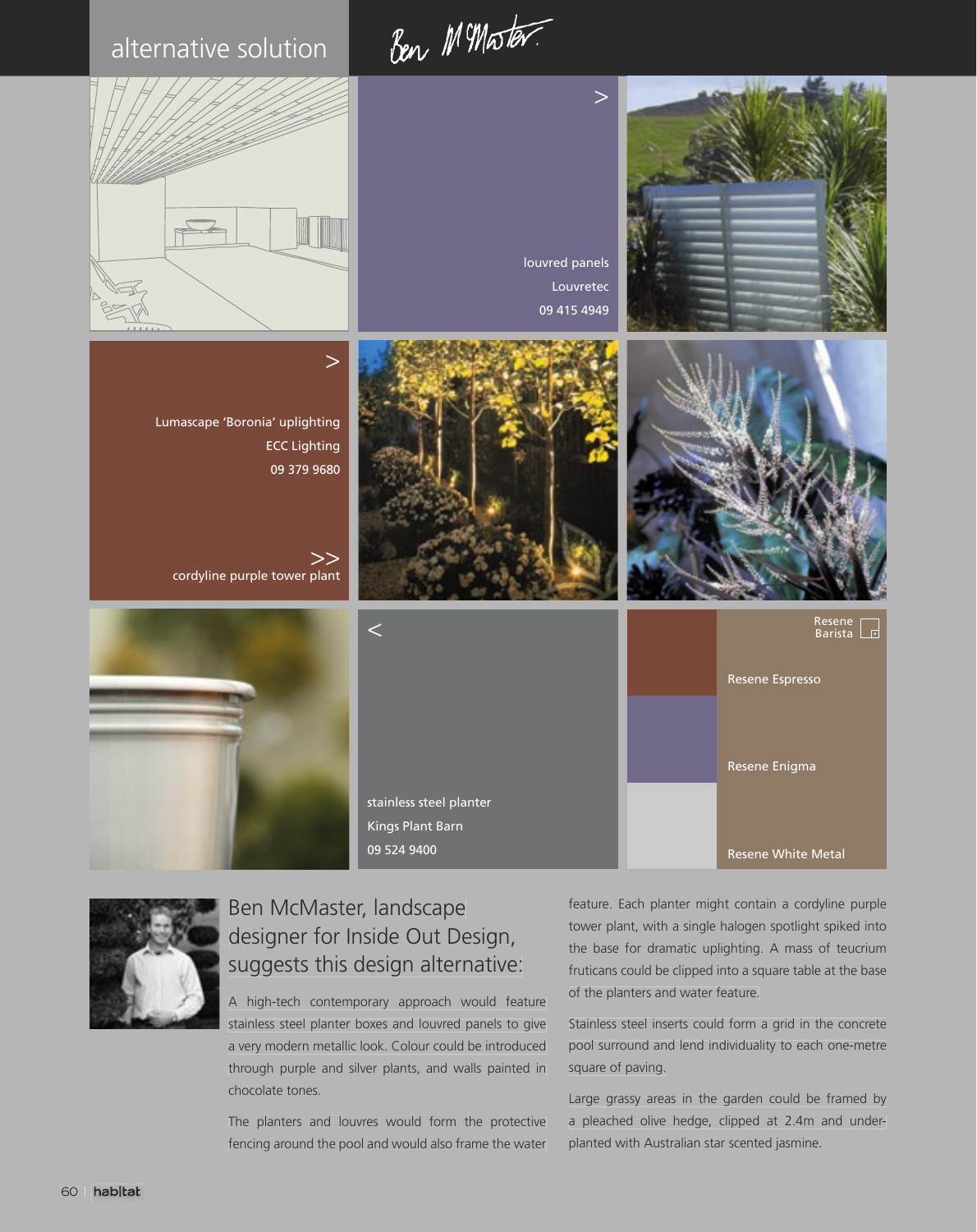## alternative solution

Ben McMaster

louvred panels
Louvretec
09 415 4949

Lumascape 'Boronia' uplighting
ECC Lighting
09 379 9680

cordyline purple tower plant

stainless steel planter
Kings Plant Barn
09 524 9400

Resene Barista

Resene Espresso

Resene Enigma

Resene White Metal

### Ben McMaster, landscape designer for Inside Out Design, suggests this design alternative:

A high-tech contemporary approach would feature stainless steel planter boxes and louvred panels to give a very modern metallic look. Colour could be introduced through purple and silver plants, and walls painted in chocolate tones.

The planters and louvres would form the protective fencing around the pool and would also frame the water feature. Each planter might contain a cordyline purple tower plant, with a single halogen spotlight spiked into the base for dramatic uplighting. A mass of teucrium fruticans could be clipped into a square table at the base of the planters and water feature.

Stainless steel inserts could form a grid in the concrete pool surround and lend individuality to each one-metre square of paving.

Large grassy areas in the garden could be framed by a pleached olive hedge, clipped at 2.4m and under-planted with Australian star scented jasmine.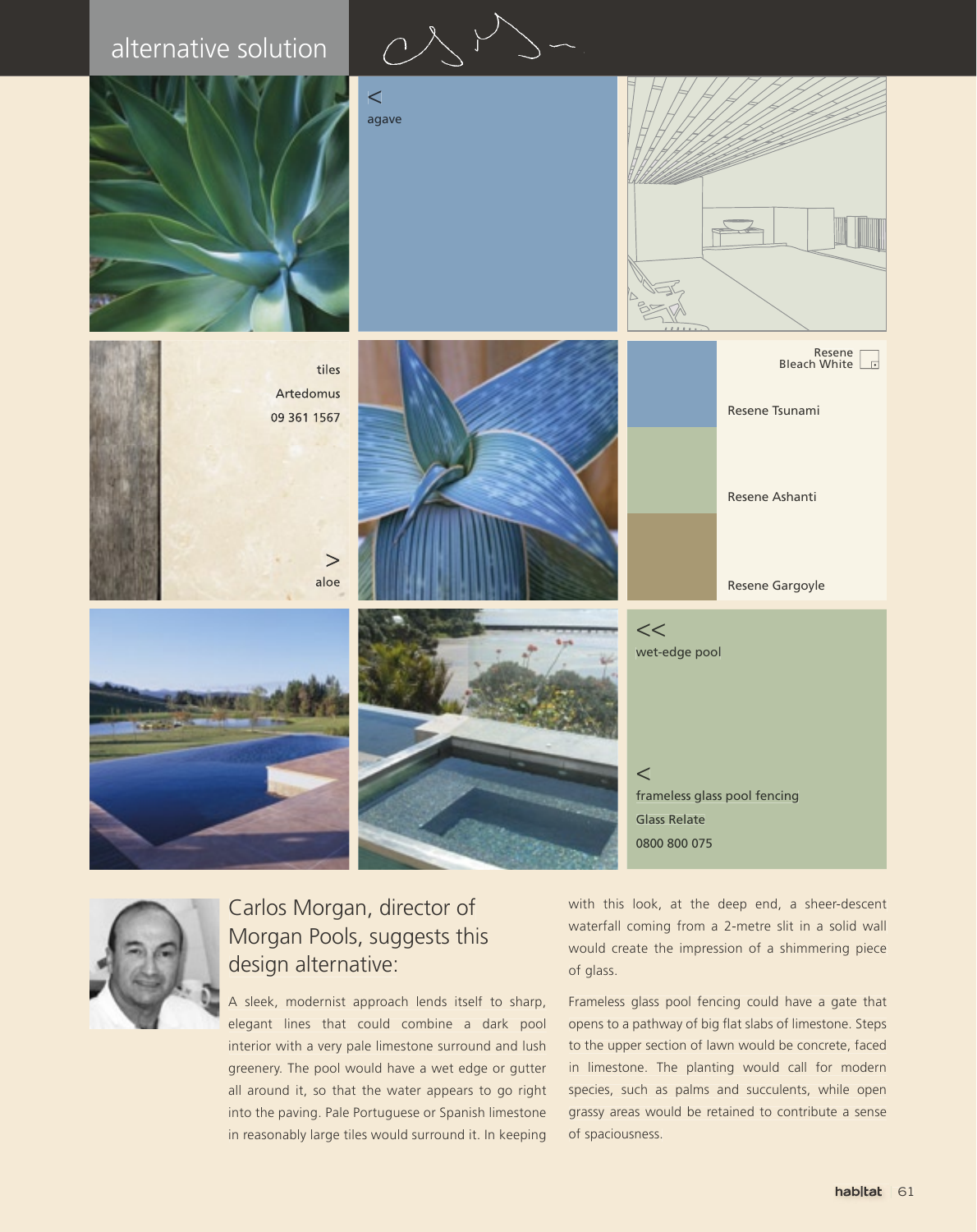# alternative solution

< agave

tiles
Artedomus
09 361 1567

> aloe

Resene Bleach White

Resene Tsunami

Resene Ashanti

Resene Gargoyle

<< wet-edge pool

< frameless glass pool fencing
Glass Relate
0800 800 075

## Carlos Morgan, director of Morgan Pools, suggests this design alternative:

A sleek, modernist approach lends itself to sharp, elegant lines that could combine a dark pool interior with a very pale limestone surround and lush greenery. The pool would have a wet edge or gutter all around it, so that the water appears to go right into the paving. Pale Portuguese or Spanish limestone in reasonably large tiles would surround it. In keeping with this look, at the deep end, a sheer-descent waterfall coming from a 2-metre slit in a solid wall would create the impression of a shimmering piece of glass.

Frameless glass pool fencing could have a gate that opens to a pathway of big flat slabs of limestone. Steps to the upper section of lawn would be concrete, faced in limestone. The planting would call for modern species, such as palms and succulents, while open grassy areas would be retained to contribute a sense of spaciousness.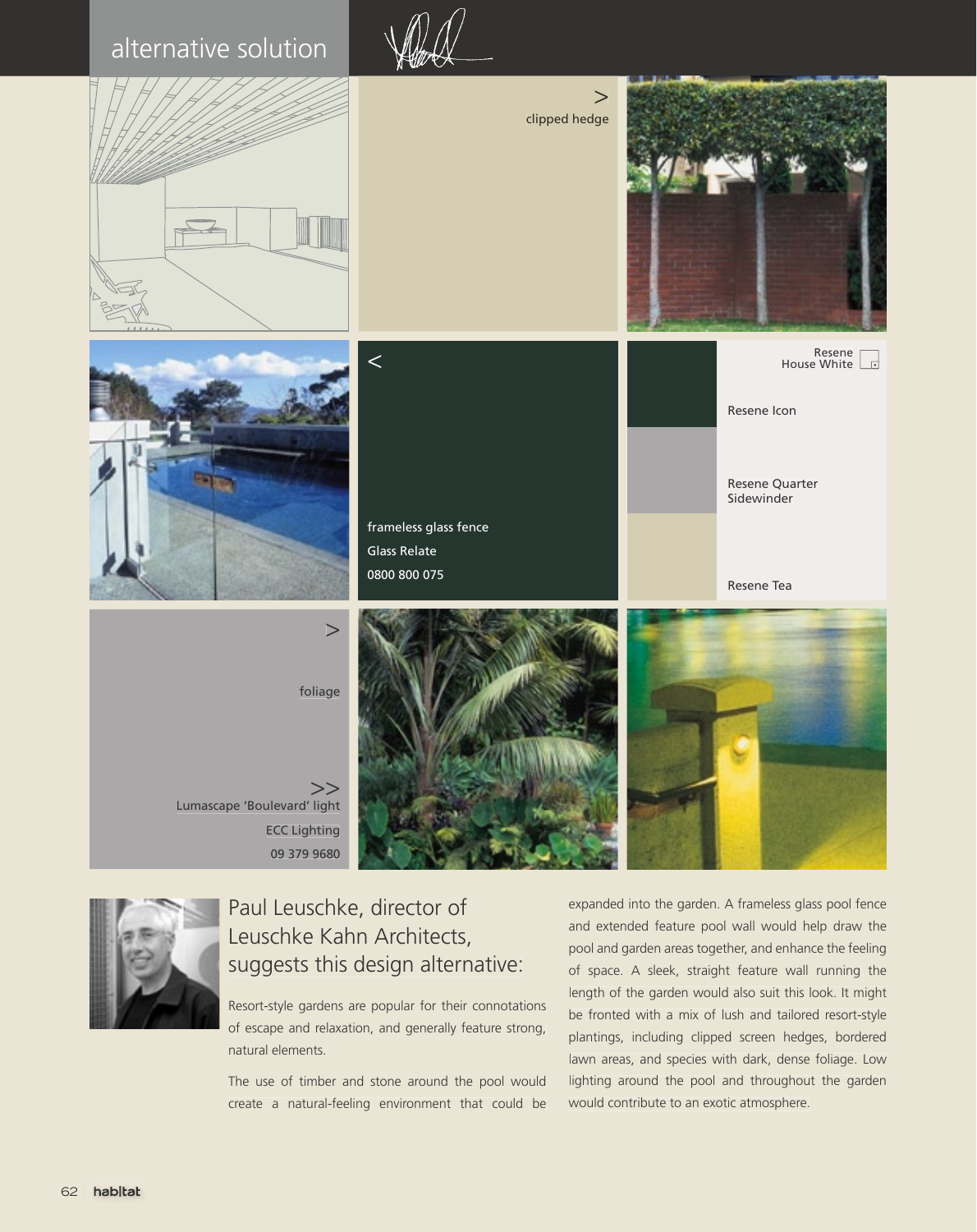# alternative solution

> clipped hedge

< frameless glass fence
Glass Relate
0800 800 075

Resene House White

Resene Icon

Resene Quarter Sidewinder

Resene Tea

> foliage

>> Lumascape 'Boulevard' light
ECC Lighting
09 379 9680

## Paul Leuschke, director of Leuschke Kahn Architects, suggests this design alternative:

Resort-style gardens are popular for their connotations of escape and relaxation, and generally feature strong, natural elements.

The use of timber and stone around the pool would create a natural-feeling environment that could be expanded into the garden. A frameless glass pool fence and extended feature pool wall would help draw the pool and garden areas together, and enhance the feeling of space. A sleek, straight feature wall running the length of the garden would also suit this look. It might be fronted with a mix of lush and tailored resort-style plantings, including clipped screen hedges, bordered lawn areas, and species with dark, dense foliage. Low lighting around the pool and throughout the garden would contribute to an exotic atmosphere.